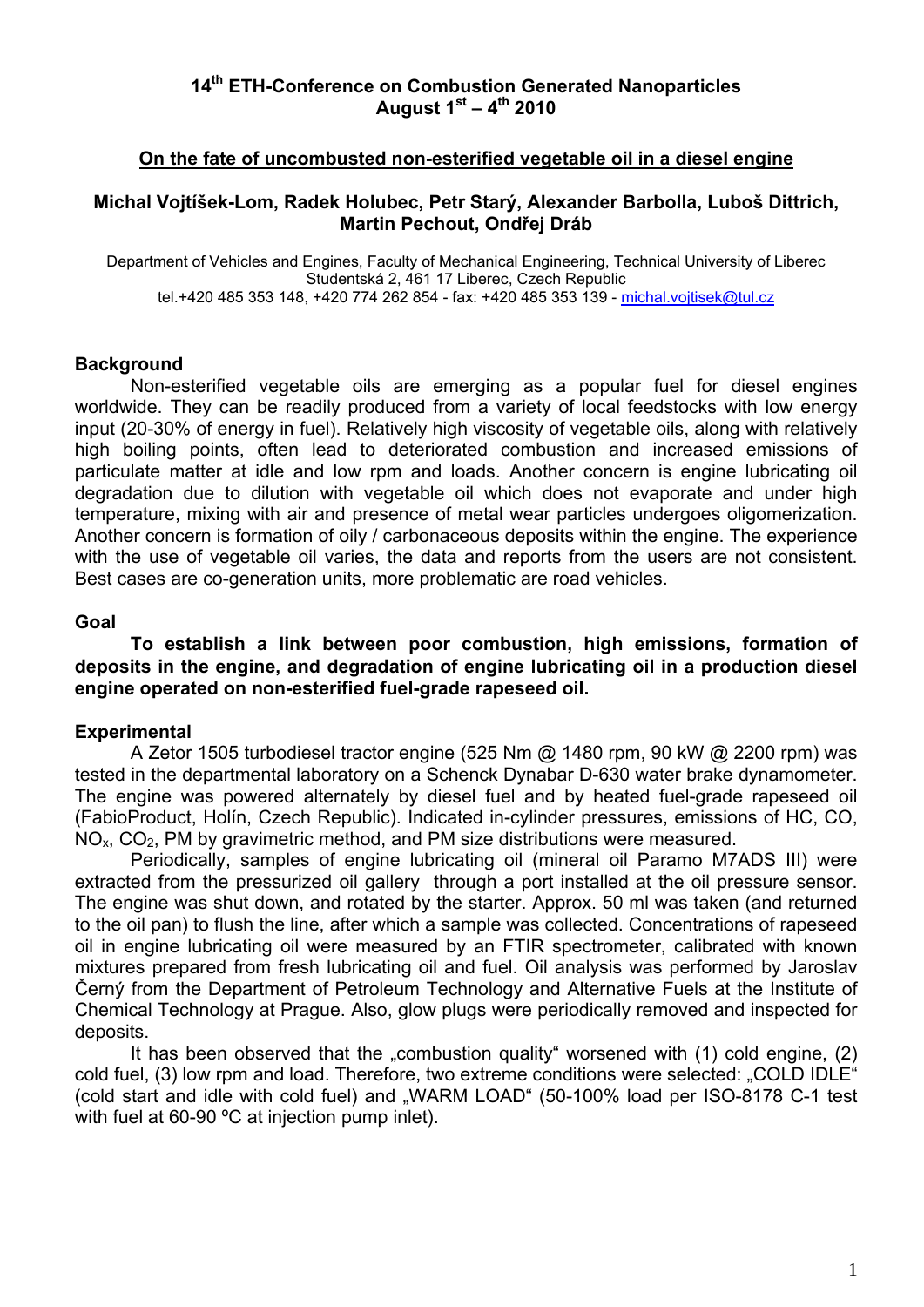# 14th ETH-Conference on Combustion Generated Nanoparticles
# August 1st – 4th 2010

## On the fate of uncombusted non-esterified vegetable oil in a diesel engine

**Michal Vojtíšek-Lom, Radek Holubec, Petr Starý, Alexander Barbolla, Luboš Dittrich, Martin Pechout, Ondřej Dráb**

Department of Vehicles and Engines, Faculty of Mechanical Engineering, Technical University of Liberec
Studentská 2, 461 17 Liberec, Czech Republic
tel.+420 485 353 148, +420 774 262 854 - fax: +420 485 353 139 - michal.vojtisek@tul.cz

### Background

Non-esterified vegetable oils are emerging as a popular fuel for diesel engines worldwide. They can be readily produced from a variety of local feedstocks with low energy input (20-30% of energy in fuel). Relatively high viscosity of vegetable oils, along with relatively high boiling points, often lead to deteriorated combustion and increased emissions of particulate matter at idle and low rpm and loads. Another concern is engine lubricating oil degradation due to dilution with vegetable oil which does not evaporate and under high temperature, mixing with air and presence of metal wear particles undergoes oligomerization. Another concern is formation of oily / carbonaceous deposits within the engine. The experience with the use of vegetable oil varies, the data and reports from the users are not consistent. Best cases are co-generation units, more problematic are road vehicles.

### Goal

**To establish a link between poor combustion, high emissions, formation of deposits in the engine, and degradation of engine lubricating oil in a production diesel engine operated on non-esterified fuel-grade rapeseed oil.**

### Experimental

A Zetor 1505 turbodiesel tractor engine (525 Nm @ 1480 rpm, 90 kW @ 2200 rpm) was tested in the departmental laboratory on a Schenck Dynabar D-630 water brake dynamometer. The engine was powered alternately by diesel fuel and by heated fuel-grade rapeseed oil (FabioProduct, Holín, Czech Republic). Indicated in-cylinder pressures, emissions of HC, CO, $NO_x$, $CO_2$, PM by gravimetric method, and PM size distributions were measured.

Periodically, samples of engine lubricating oil (mineral oil Paramo M7ADS III) were extracted from the pressurized oil gallery through a port installed at the oil pressure sensor. The engine was shut down, and rotated by the starter. Approx. 50 ml was taken (and returned to the oil pan) to flush the line, after which a sample was collected. Concentrations of rapeseed oil in engine lubricating oil were measured by an FTIR spectrometer, calibrated with known mixtures prepared from fresh lubricating oil and fuel. Oil analysis was performed by Jaroslav Černý from the Department of Petroleum Technology and Alternative Fuels at the Institute of Chemical Technology at Prague. Also, glow plugs were periodically removed and inspected for deposits.

It has been observed that the „combustion quality" worsened with (1) cold engine, (2) cold fuel, (3) low rpm and load. Therefore, two extreme conditions were selected: „COLD IDLE" (cold start and idle with cold fuel) and „WARM LOAD" (50-100% load per ISO-8178 C-1 test with fuel at 60-90 ºC at injection pump inlet).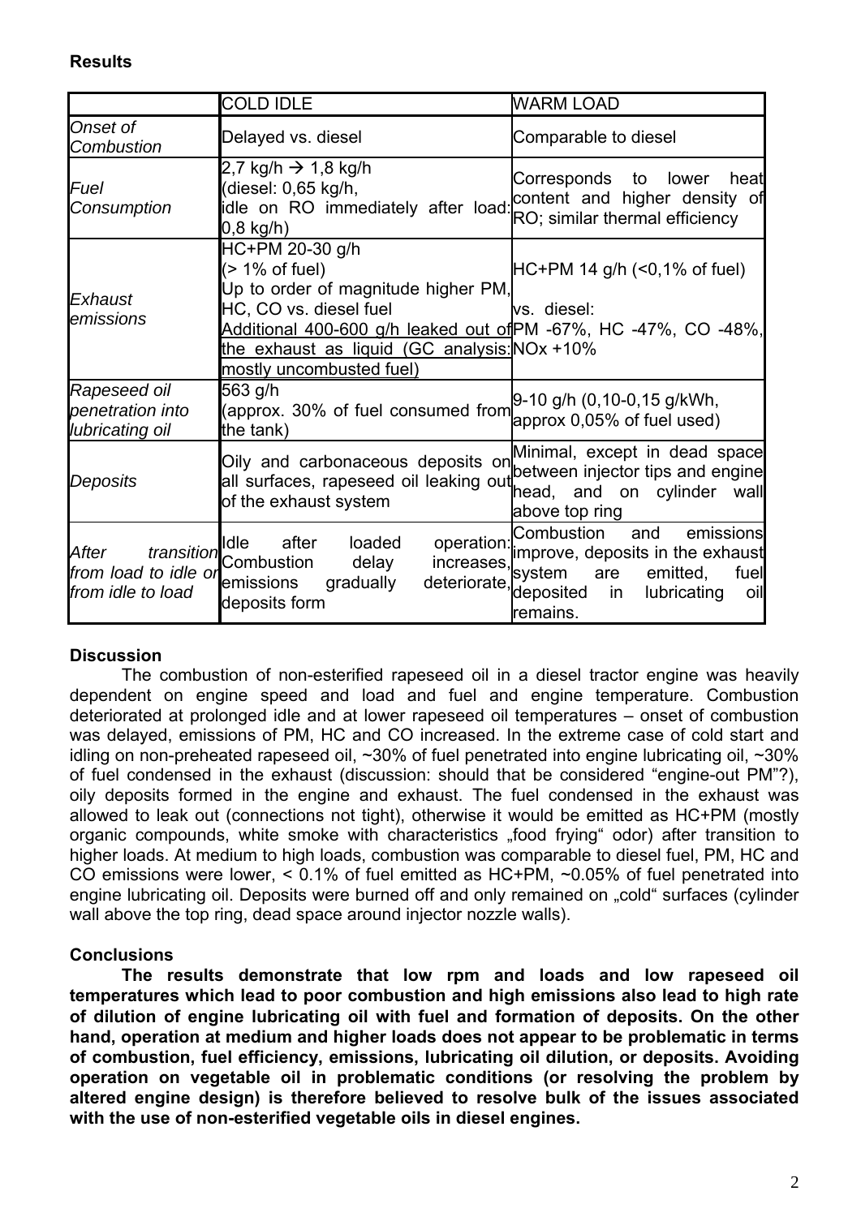**Results**

| | COLD IDLE | WARM LOAD |
|---|---|---|
| *Onset of Combustion* | Delayed vs. diesel | Comparable to diesel |
| *Fuel Consumption* | 2,7 kg/h → 1,8 kg/h (diesel: 0,65 kg/h, idle on RO immediately after load: 0,8 kg/h) | Corresponds to lower heat content and higher density of RO; similar thermal efficiency |
| *Exhaust emissions* | HC+PM 20-30 g/h (> 1% of fuel) Up to order of magnitude higher PM, HC, CO vs. diesel fuel <u>Additional 400-600 g/h leaked out of the exhaust as liquid (GC analysis: mostly uncombusted fuel)</u> | HC+PM 14 g/h (<0,1% of fuel) vs. diesel: PM -67%, HC -47%, CO -48%, NOx +10% |
| *Rapeseed oil penetration into lubricating oil* | 563 g/h (approx. 30% of fuel consumed from the tank) | 9-10 g/h (0,10-0,15 g/kWh, approx 0,05% of fuel used) |
| *Deposits* | Oily and carbonaceous deposits on all surfaces, rapeseed oil leaking out of the exhaust system | Minimal, except in dead space between injector tips and engine head, and on cylinder wall above top ring |
| *After transition from load to idle or from idle to load* | Idle after loaded operation: Combustion delay increases, emissions gradually deteriorate, deposits form | Combustion and emissions improve, deposits in the exhaust system are emitted, fuel deposited in lubricating oil remains. |

**Discussion**

The combustion of non-esterified rapeseed oil in a diesel tractor engine was heavily dependent on engine speed and load and fuel and engine temperature. Combustion deteriorated at prolonged idle and at lower rapeseed oil temperatures – onset of combustion was delayed, emissions of PM, HC and CO increased. In the extreme case of cold start and idling on non-preheated rapeseed oil, ~30% of fuel penetrated into engine lubricating oil, ~30% of fuel condensed in the exhaust (discussion: should that be considered "engine-out PM"?), oily deposits formed in the engine and exhaust. The fuel condensed in the exhaust was allowed to leak out (connections not tight), otherwise it would be emitted as HC+PM (mostly organic compounds, white smoke with characteristics „food frying" odor) after transition to higher loads. At medium to high loads, combustion was comparable to diesel fuel, PM, HC and CO emissions were lower, < 0.1% of fuel emitted as HC+PM, ~0.05% of fuel penetrated into engine lubricating oil. Deposits were burned off and only remained on „cold" surfaces (cylinder wall above the top ring, dead space around injector nozzle walls).

**Conclusions**

**The results demonstrate that low rpm and loads and low rapeseed oil temperatures which lead to poor combustion and high emissions also lead to high rate of dilution of engine lubricating oil with fuel and formation of deposits. On the other hand, operation at medium and higher loads does not appear to be problematic in terms of combustion, fuel efficiency, emissions, lubricating oil dilution, or deposits. Avoiding operation on vegetable oil in problematic conditions (or resolving the problem by altered engine design) is therefore believed to resolve bulk of the issues associated with the use of non-esterified vegetable oils in diesel engines.**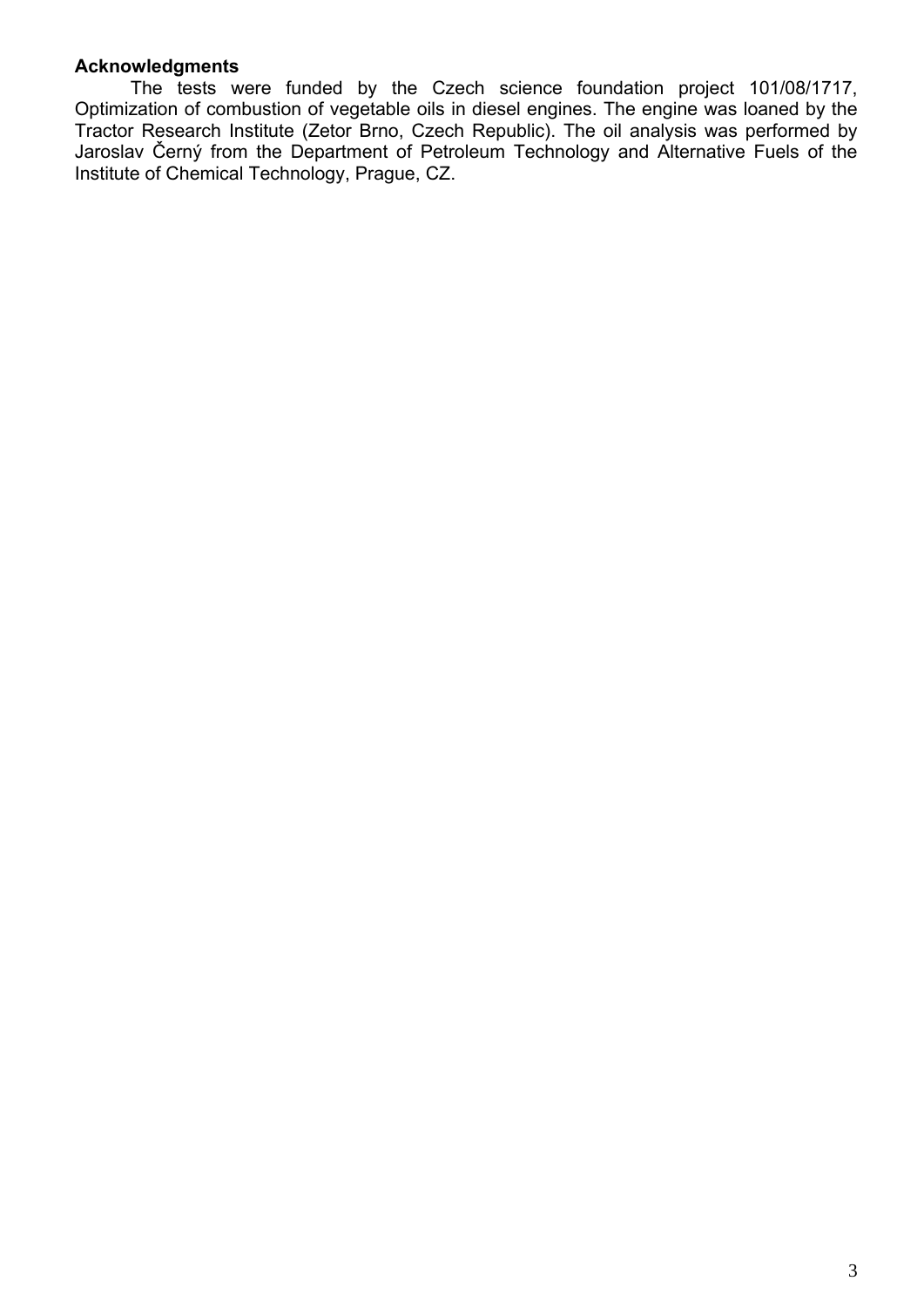### Acknowledgments

The tests were funded by the Czech science foundation project 101/08/1717, Optimization of combustion of vegetable oils in diesel engines. The engine was loaned by the Tractor Research Institute (Zetor Brno, Czech Republic). The oil analysis was performed by Jaroslav Černý from the Department of Petroleum Technology and Alternative Fuels of the Institute of Chemical Technology, Prague, CZ.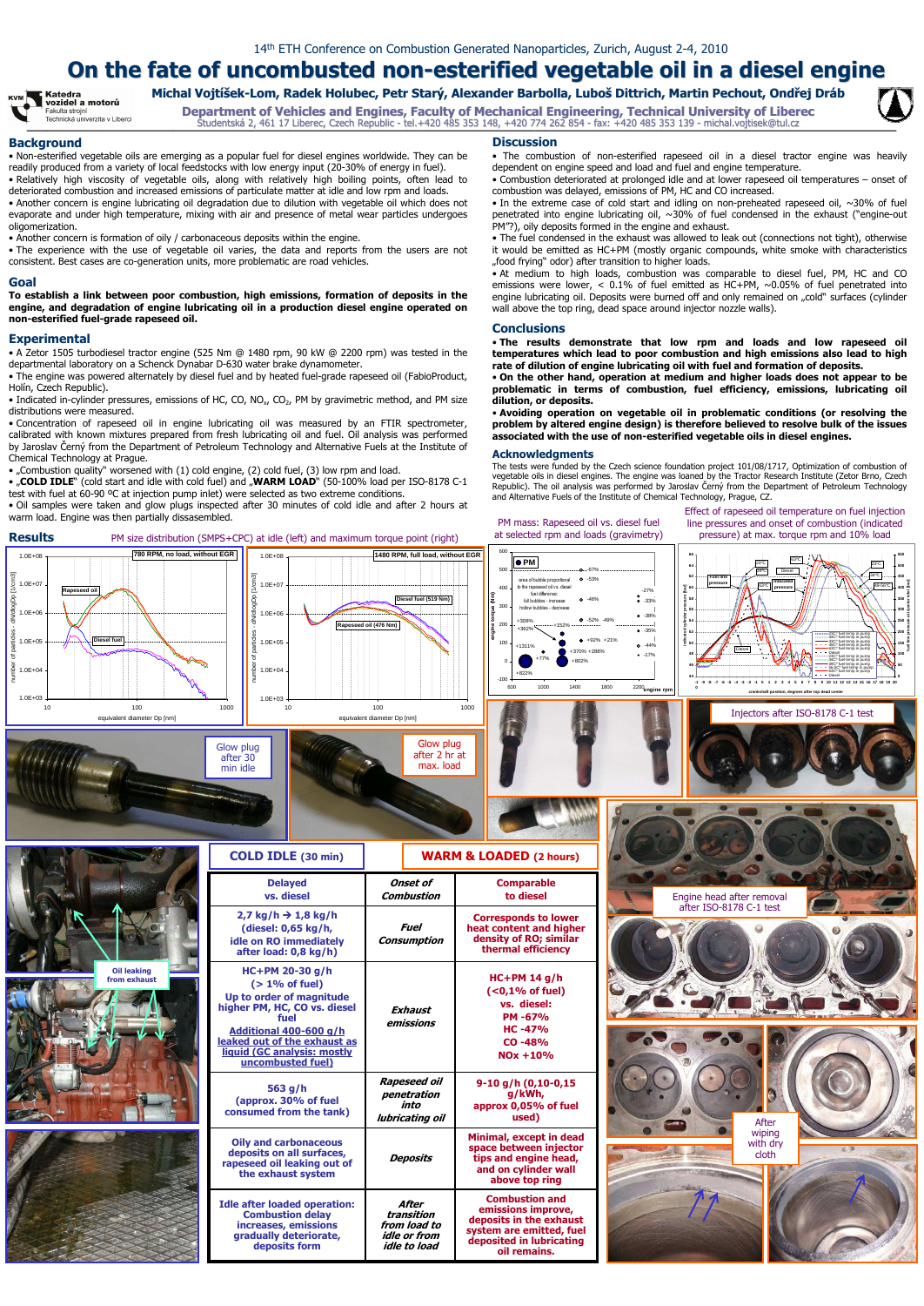14th ETH Conference on Combustion Generated Nanoparticles, Zurich, August 2-4, 2010

# On the fate of uncombusted non-esterified vegetable oil in a diesel engine

**Michal Vojtíšek-Lom, Radek Holubec, Petr Starý, Alexander Barbolla, Luboš Dittrich, Martin Pechout, Ondřej Dráb**

KVM Katedra vozidel a motorů, Fakulta strojní, Technická univerzita v Liberci

**Department of Vehicles and Engines, Faculty of Mechanical Engineering, Technical University of Liberec**

Studentská 2, 461 17 Liberec, Czech Republic - tel.+420 485 353 148, +420 774 262 854 - fax: +420 485 353 139 - michal.vojtisek@tul.cz

## Background

- Non-esterified vegetable oils are emerging as a popular fuel for diesel engines worldwide. They can be readily produced from a variety of local feedstocks with low energy input (20-30% of energy in fuel).
- Relatively high viscosity of vegetable oils, along with relatively high boiling points, often lead to deteriorated combustion and increased emissions of particulate matter at idle and low rpm and loads.
- Another concern is engine lubricating oil degradation due to dilution with vegetable oil which does not evaporate and under high temperature, mixing with air and presence of metal wear particles undergoes oligomerization.
- Another concern is formation of oily / carbonaceous deposits within the engine.
- The experience with the use of vegetable oil varies, the data and reports from the users are not consistent. Best cases are co-generation units, more problematic are road vehicles.

## Goal

**To establish a link between poor combustion, high emissions, formation of deposits in the engine, and degradation of engine lubricating oil in a production diesel engine operated on non-esterified fuel-grade rapeseed oil.**

## Experimental

- A Zetor 1505 turbodiesel tractor engine (525 Nm @ 1480 rpm, 90 kW @ 2200 rpm) was tested in the departmental laboratory on a Schenck Dynabar D-630 water brake dynamometer.
- The engine was powered alternately by diesel fuel and by heated fuel-grade rapeseed oil (FabioProduct, Holín, Czech Republic).
- Indicated in-cylinder pressures, emissions of HC, CO, $NO_x$, $CO_2$, PM by gravimetric method, and PM size distributions were measured.
- Concentration of rapeseed oil in engine lubricating oil was measured by an FTIR spectrometer, calibrated with known mixtures prepared from fresh lubricating oil and fuel. Oil analysis was performed by Jaroslav Černý from the Department of Petroleum Technology and Alternative Fuels at the Institute of Chemical Technology at Prague.
- „Combustion quality" worsened with (1) cold engine, (2) cold fuel, (3) low rpm and load.
- „**COLD IDLE**" (cold start and idle with cold fuel) and „**WARM LOAD**" (50-100% load per ISO-8178 C-1 test with fuel at 60-90 ºC at injection pump inlet) were selected as two extreme conditions.
- Oil samples were taken and glow plugs inspected after 30 minutes of cold idle and after 2 hours at warm load. Engine was then partially dissasembled.

## Results

PM size distribution (SMPS+CPC) at idle (left) and maximum torque point (right)

780 RPM, no load, without EGR
Rapeseed oil
Diesel fuel
number of particles - dN/dlogDp [1/cm3]
1.0E+08
1.0E+07
1.0E+06
1.0E+05
1.0E+04
1.0E+03
10
100
1000
equivalent diameter Dp [nm]

1480 RPM, full load, without EGR
Diesel fuel (519 Nm)
Rapeseed oil (476 Nm)
number of particles - dN/dlogDp [1/cm3]
1.0E+08
1.0E+07
1.0E+06
1.0E+05
1.0E+04
1.0E+03
10
100
1000
equivalent diameter Dp [nm]

PM mass: Rapeseed oil vs. diesel fuel at selected rpm and loads (gravimetry)

PM
area of bubble proportional to the rapeseed oil vs. diesel fuel difference:
full bubbles - increase
hollow bubbles - decrease
engine torque [Nm]
engine rpm
-67% -53% -27% -46% -33% -38% -52% -49% +308% +362% +152% -35% +1311% +92% +21% -44% +370% +288% -17% +77% +802% +822%
600
500
400
300
200
100
0
-100
600
1000
1400
1800
2200

Effect of rapeseed oil temperature on fuel injection line pressures and onset of combustion (indicated pressure) at max. torque rpm and 10% load

Fuel line pressure
Indicated pressure
Diesel
crankshaft position, degrees after top dead center

Glow plug after 30 min idle

Glow plug after 2 hr at max. load

Injectors after ISO-8178 C-1 test

Oil leaking from exhaust

Engine head after removal after ISO-8178 C-1 test

After wiping with dry cloth

| COLD IDLE (30 min) | | WARM & LOADED (2 hours) |
|---|---|---|
| Delayed vs. diesel | *Onset of Combustion* | Comparable to diesel |
| 2,7 kg/h → 1,8 kg/h (diesel: 0,65 kg/h), idle on RO immediately after load: 0,8 kg/h) | *Fuel Consumption* | Corresponds to lower heat content and higher density of RO; similar thermal efficiency |
| HC+PM 20-30 g/h (> 1% of fuel) Up to order of magnitude higher PM, HC, CO vs. diesel fuel Additional 400-600 g/h leaked out of the exhaust as liquid (GC analysis: mostly uncombusted fuel) | *Exhaust emissions* | HC+PM 14 g/h (<0,1% of fuel) vs. diesel: PM -67% HC -47% CO -48% NOx +10% |
| 563 g/h (approx. 30% of fuel consumed from the tank) | *Rapeseed oil penetration into lubricating oil* | 9-10 g/h (0,10-0,15 g/kWh, approx 0,05% of fuel used) |
| Oily and carbonaceous deposits on all surfaces, rapeseed oil leaking out of the exhaust system | *Deposits* | Minimal, except in dead space between injector tips and engine head, and on cylinder wall above top ring |
| Idle after loaded operation: Combustion delay increases, emissions gradually deteriorate, deposits form | *After transition from load to idle or from idle to load* | Combustion and emissions improve, deposits in the exhaust system are emitted, fuel deposited in lubricating oil remains. |

## Discussion

- The combustion of non-esterified rapeseed oil in a diesel tractor engine was heavily dependent on engine speed and load and fuel and engine temperature.
- Combustion deteriorated at prolonged idle and at lower rapeseed oil temperatures – onset of combustion was delayed, emissions of PM, HC and CO increased.
- In the extreme case of cold start and idling on non-preheated rapeseed oil, ~30% of fuel penetrated into engine lubricating oil, ~30% of fuel condensed in the exhaust ("engine-out PM"?), oily deposits formed in the engine and exhaust.
- The fuel condensed in the exhaust was allowed to leak out (connections not tight), otherwise it would be emitted as HC+PM (mostly organic compounds, white smoke with characteristics „food frying" odor) after transition to higher loads.
- At medium to high loads, combustion was comparable to diesel fuel, PM, HC and CO emissions were lower, < 0.1% of fuel emitted as HC+PM, ~0.05% of fuel penetrated into engine lubricating oil. Deposits were burned off and only remained on „cold" surfaces (cylinder wall above the top ring, dead space around injector nozzle walls).

## Conclusions

- **The results demonstrate that low rpm and loads and low rapeseed oil temperatures which lead to poor combustion and high emissions also lead to high rate of dilution of engine lubricating oil with fuel and formation of deposits.**
- **On the other hand, operation at medium and higher loads does not appear to be problematic in terms of combustion, fuel efficiency, emissions, lubricating oil dilution, or deposits.**
- **Avoiding operation on vegetable oil in problematic conditions (or resolving the problem by altered engine design) is therefore believed to resolve bulk of the issues associated with the use of non-esterified vegetable oils in diesel engines.**

## Acknowledgments

The tests were funded by the Czech science foundation project 101/08/1717, Optimization of combustion of vegetable oils in diesel engines. The engine was loaned by the Tractor Research Institute (Zetor Brno, Czech Republic). The oil analysis was performed by Jaroslav Černý from the Department of Petroleum Technology and Alternative Fuels of the Institute of Chemical Technology, Prague, CZ.